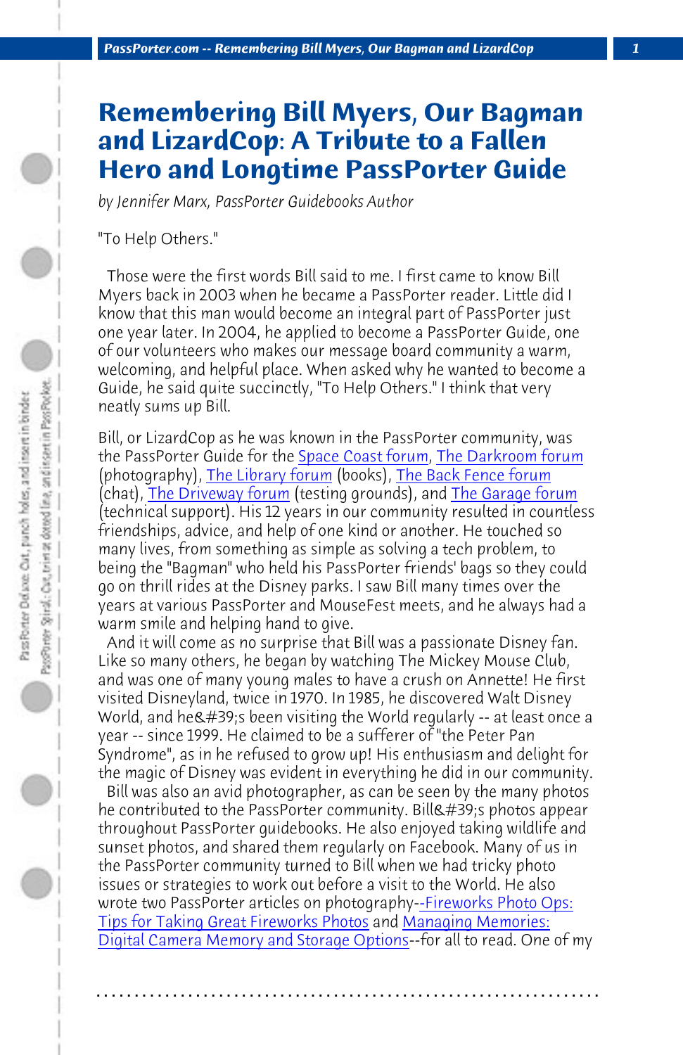# Remembering Bill Myers, Our Bagman and LizardCop: A Tribute to a Fallen Hero and Longtime PassPorter Guide

*by Jennifer Marx, PassPorter Guidebooks Author*

"To Help Others."

Those were the first words Bill said to me. I first came to know Bill Myers back in 2003 when he became a PassPorter reader. Little did I know that this man would become an integral part of PassPorter just one year later. In 2004, he applied to become a PassPorter Guide, one of our volunteers who makes our message board community a warm, welcoming, and helpful place. When asked why he wanted to become a Guide, he said quite succinctly, "To Help Others." I think that very neatly sums up Bill.

Bill, or LizardCop as he was known in the PassPorter community, was the PassPorter Guide for the Space Coast forum, The Darkroom forum (photography), The Library forum (books), The Back Fence forum (chat), The Driveway forum (testing grounds), and The Garage forum (technical support). His 12 years in our community resulted in countless friendships, advice, and help of one kind or another. He touched so many lives, from something as simple as solving a tech problem, to being the "Bagman" who held his PassPorter friends' bags so they could go on thrill rides at the Disney parks. I saw Bill many times over the years at various PassPorter and MouseFest meets, and he always had a warm smile and helping hand to give.

And it will come as no surprise that Bill was a passionate Disney fan. Like so many others, he began by watching The Mickey Mouse Club, and was one of many young males to have a crush on Annette! He first visited Disneyland, twice in 1970. In 1985, he discovered Walt Disney World, and he&#39;s been visiting the World regularly -- at least once a year -- since 1999. He claimed to be a sufferer of "the Peter Pan Syndrome", as in he refused to grow up! His enthusiasm and delight for the magic of Disney was evident in everything he did in our community.

Bill was also an avid photographer, as can be seen by the many photos he contributed to the PassPorter community. Bill&#39;s photos appear throughout PassPorter guidebooks. He also enjoyed taking wildlife and sunset photos, and shared them regularly on Facebook. Many of us in the PassPorter community turned to Bill when we had tricky photo issues or strategies to work out before a visit to the World. He also wrote two PassPorter articles on photography--Fireworks Photo Ops: Tips for Taking Great Fireworks Photos and Managing Memories: Digital Camera Memory and Storage Options--for all to read. One of my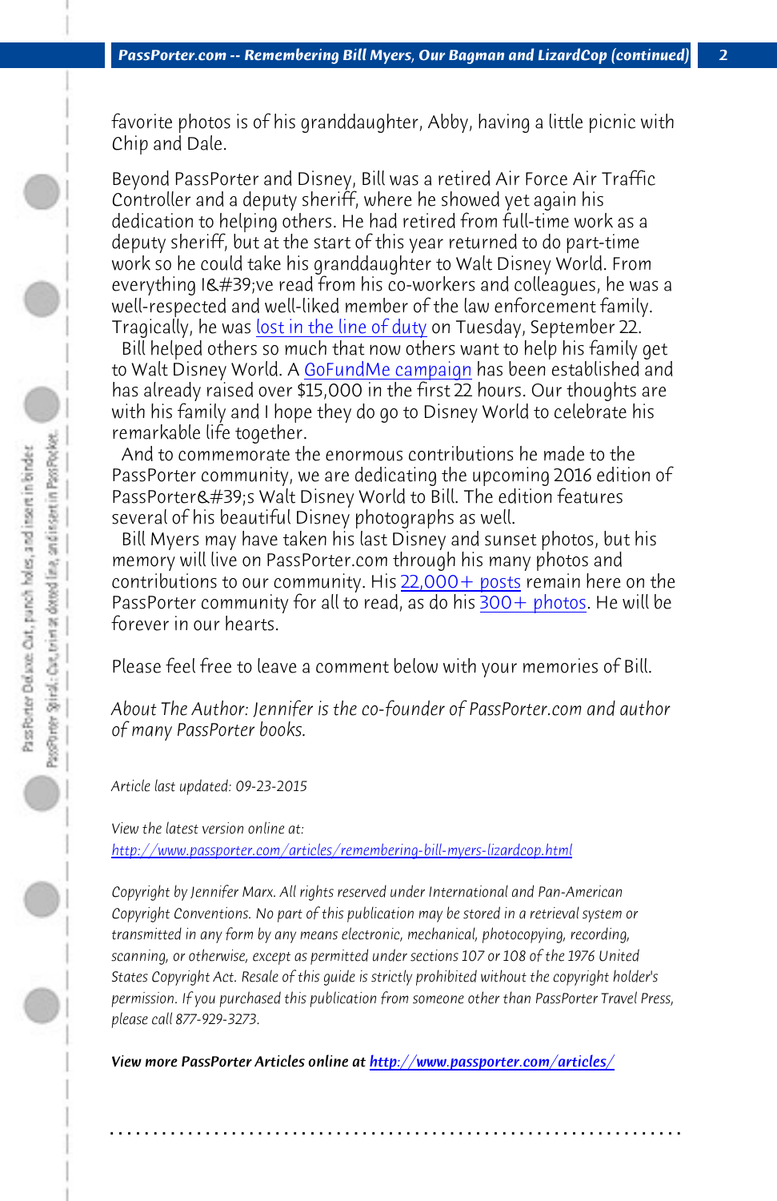favorite photos is of his granddaughter, Abby, having a little picnic with Chip and Dale.

Beyond PassPorter and Disney, Bill was a retired Air Force Air Traffic Controller and a deputy sheriff, where he showed yet again his dedication to helping others. He had retired from full-time work as a deputy sheriff, but at the start of this year returned to do part-time work so he could take his granddaughter to Walt Disney World. From everything I&#39;ve read from his co-workers and colleagues, he was a well-respected and well-liked member of the law enforcement family. Tragically, he was lost in the line of duty on Tuesday, September 22.

Bill helped others so much that now others want to help his family get to Walt Disney World. A GoFundMe campaign has been established and has already raised over $15,000 in the first 22 hours. Our thoughts are with his family and I hope they do go to Disney World to celebrate his remarkable life together.

And to commemorate the enormous contributions he made to the PassPorter community, we are dedicating the upcoming 2016 edition of PassPorter&#39;s Walt Disney World to Bill. The edition features several of his beautiful Disney photographs as well.

Bill Myers may have taken his last Disney and sunset photos, but his memory will live on PassPorter.com through his many photos and contributions to our community. His 22,000+ posts remain here on the PassPorter community for all to read, as do his 300+ photos. He will be forever in our hearts.

Please feel free to leave a comment below with your memories of Bill.

*About The Author: Jennifer is the co-founder of PassPorter.com and author of many PassPorter books.*

*Article last updated: 09-23-2015*

*View the latest version online at:*
*http://www.passporter.com/articles/remembering-bill-myers-lizardcop.html*

*Copyright by Jennifer Marx. All rights reserved under International and Pan-American Copyright Conventions. No part of this publication may be stored in a retrieval system or transmitted in any form by any means electronic, mechanical, photocopying, recording, scanning, or otherwise, except as permitted under sections 107 or 108 of the 1976 United States Copyright Act. Resale of this guide is strictly prohibited without the copyright holder's permission. If you purchased this publication from someone other than PassPorter Travel Press, please call 877-929-3273.*

***View more PassPorter Articles online at http://www.passporter.com/articles/***